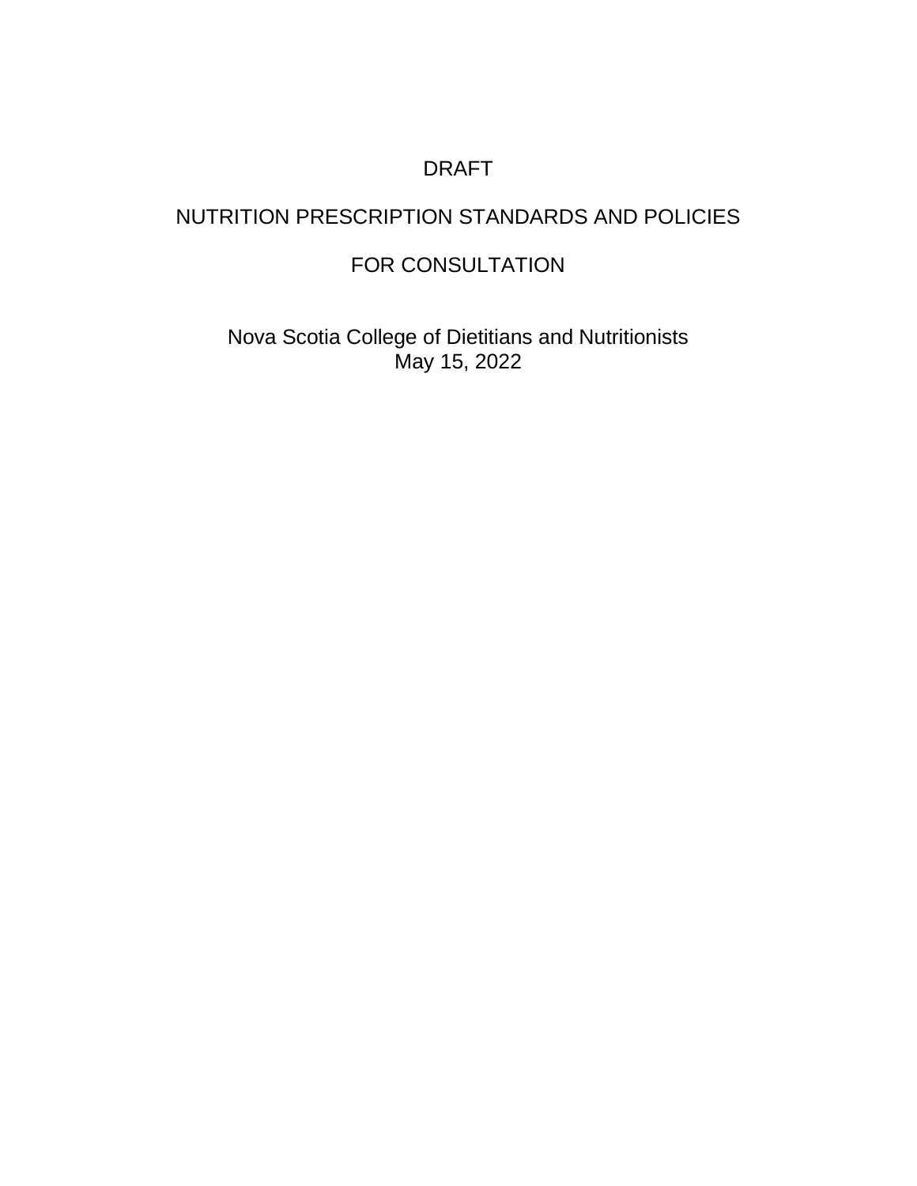DRAFT

# NUTRITION PRESCRIPTION STANDARDS AND POLICIES

FOR CONSULTATION

Nova Scotia College of Dietitians and Nutritionists
May 15, 2022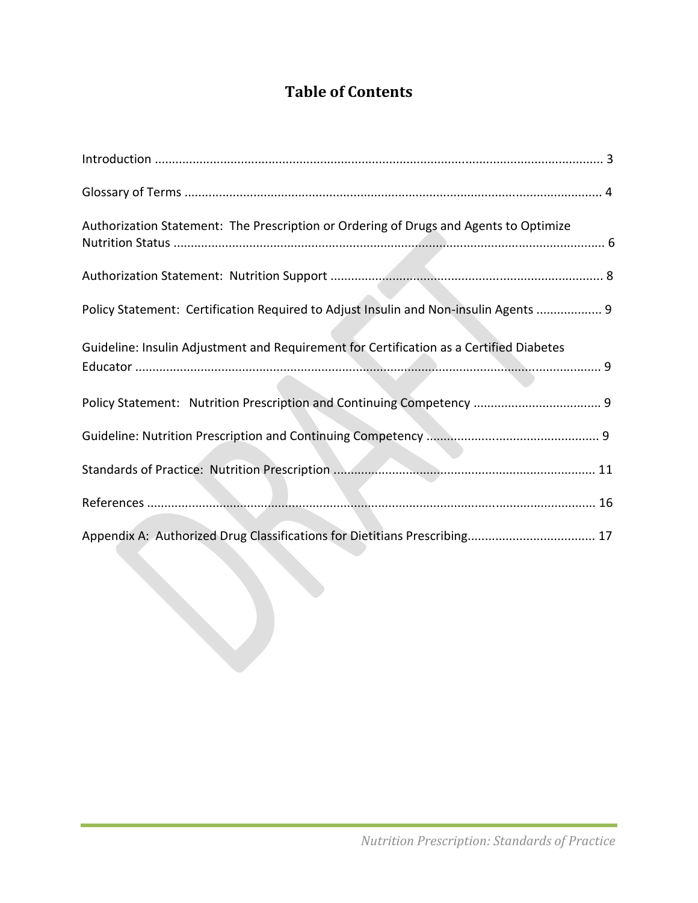# Table of Contents

Introduction ........................................................................................................................ 3

Glossary of Terms ................................................................................................................ 4

Authorization Statement: The Prescription or Ordering of Drugs and Agents to Optimize Nutrition Status ........................................................................................................................ 6

Authorization Statement: Nutrition Support ........................................................................ 8

Policy Statement: Certification Required to Adjust Insulin and Non-insulin Agents .................. 9

Guideline: Insulin Adjustment and Requirement for Certification as a Certified Diabetes Educator ........................................................................................................................ 9

Policy Statement: Nutrition Prescription and Continuing Competency .................................... 9

Guideline: Nutrition Prescription and Continuing Competency ................................................ 9

Standards of Practice: Nutrition Prescription ......................................................................... 11

References ........................................................................................................................ 16

Appendix A: Authorized Drug Classifications for Dietitians Prescribing.................................... 17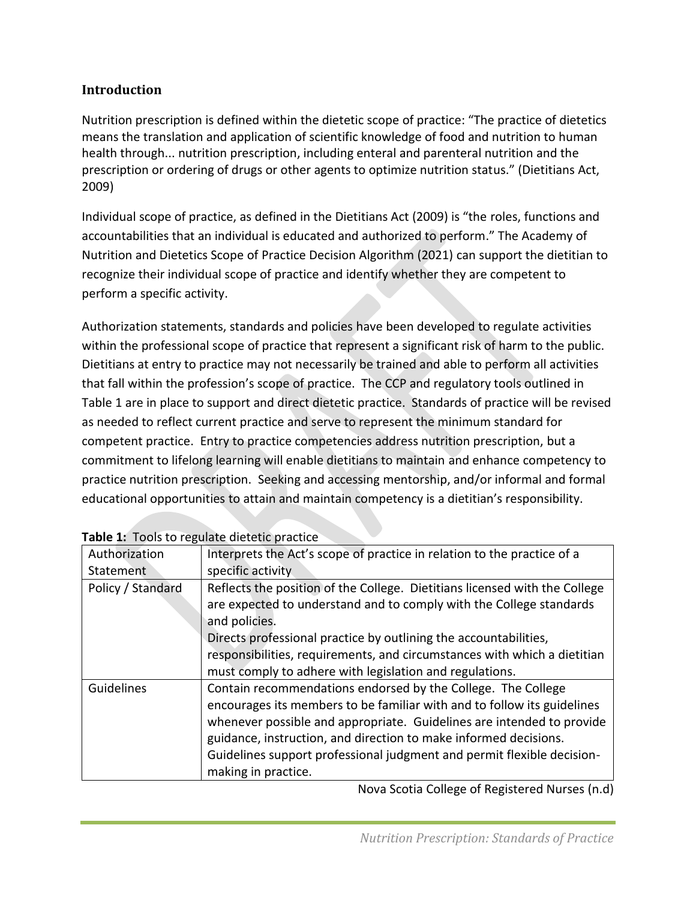## Introduction

Nutrition prescription is defined within the dietetic scope of practice: "The practice of dietetics means the translation and application of scientific knowledge of food and nutrition to human health through... nutrition prescription, including enteral and parenteral nutrition and the prescription or ordering of drugs or other agents to optimize nutrition status." (Dietitians Act, 2009)

Individual scope of practice, as defined in the Dietitians Act (2009) is "the roles, functions and accountabilities that an individual is educated and authorized to perform." The Academy of Nutrition and Dietetics Scope of Practice Decision Algorithm (2021) can support the dietitian to recognize their individual scope of practice and identify whether they are competent to perform a specific activity.

Authorization statements, standards and policies have been developed to regulate activities within the professional scope of practice that represent a significant risk of harm to the public. Dietitians at entry to practice may not necessarily be trained and able to perform all activities that fall within the profession's scope of practice. The CCP and regulatory tools outlined in Table 1 are in place to support and direct dietetic practice. Standards of practice will be revised as needed to reflect current practice and serve to represent the minimum standard for competent practice. Entry to practice competencies address nutrition prescription, but a commitment to lifelong learning will enable dietitians to maintain and enhance competency to practice nutrition prescription. Seeking and accessing mentorship, and/or informal and formal educational opportunities to attain and maintain competency is a dietitian's responsibility.

**Table 1:** Tools to regulate dietetic practice

| | |
|---|---|
| Authorization Statement | Interprets the Act's scope of practice in relation to the practice of a specific activity |
| Policy / Standard | Reflects the position of the College. Dietitians licensed with the College are expected to understand and to comply with the College standards and policies.<br>Directs professional practice by outlining the accountabilities, responsibilities, requirements, and circumstances with which a dietitian must comply to adhere with legislation and regulations. |
| Guidelines | Contain recommendations endorsed by the College. The College encourages its members to be familiar with and to follow its guidelines whenever possible and appropriate. Guidelines are intended to provide guidance, instruction, and direction to make informed decisions. Guidelines support professional judgment and permit flexible decision-making in practice. |

Nova Scotia College of Registered Nurses (n.d)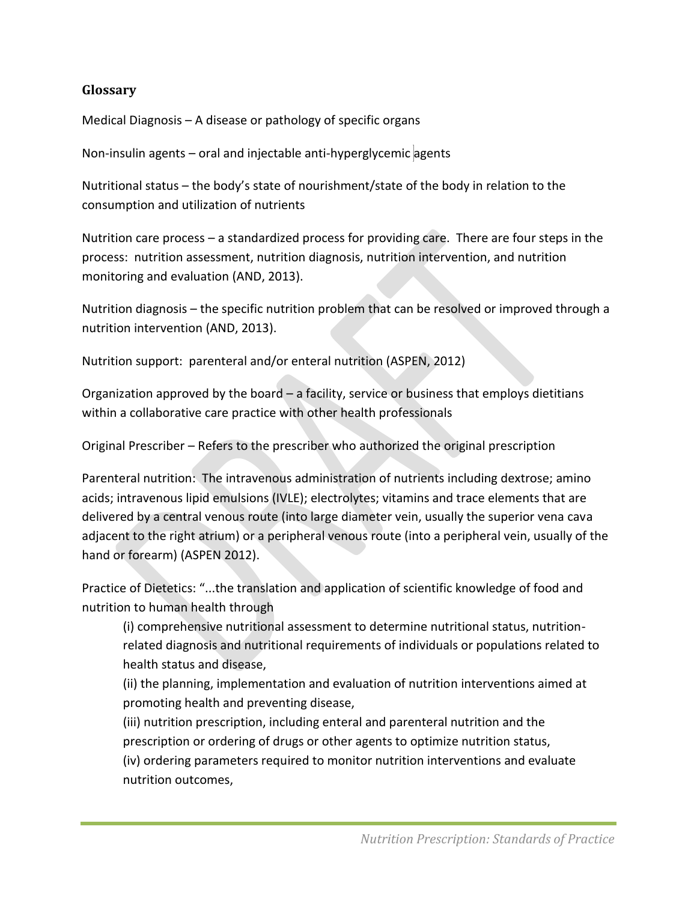## Glossary

Medical Diagnosis – A disease or pathology of specific organs

Non-insulin agents – oral and injectable anti-hyperglycemic agents

Nutritional status – the body's state of nourishment/state of the body in relation to the consumption and utilization of nutrients

Nutrition care process – a standardized process for providing care. There are four steps in the process: nutrition assessment, nutrition diagnosis, nutrition intervention, and nutrition monitoring and evaluation (AND, 2013).

Nutrition diagnosis – the specific nutrition problem that can be resolved or improved through a nutrition intervention (AND, 2013).

Nutrition support: parenteral and/or enteral nutrition (ASPEN, 2012)

Organization approved by the board – a facility, service or business that employs dietitians within a collaborative care practice with other health professionals

Original Prescriber – Refers to the prescriber who authorized the original prescription

Parenteral nutrition: The intravenous administration of nutrients including dextrose; amino acids; intravenous lipid emulsions (IVLE); electrolytes; vitamins and trace elements that are delivered by a central venous route (into large diameter vein, usually the superior vena cava adjacent to the right atrium) or a peripheral venous route (into a peripheral vein, usually of the hand or forearm) (ASPEN 2012).

Practice of Dietetics: "...the translation and application of scientific knowledge of food and nutrition to human health through

(i) comprehensive nutritional assessment to determine nutritional status, nutrition-related diagnosis and nutritional requirements of individuals or populations related to health status and disease,
(ii) the planning, implementation and evaluation of nutrition interventions aimed at promoting health and preventing disease,
(iii) nutrition prescription, including enteral and parenteral nutrition and the prescription or ordering of drugs or other agents to optimize nutrition status,
(iv) ordering parameters required to monitor nutrition interventions and evaluate nutrition outcomes,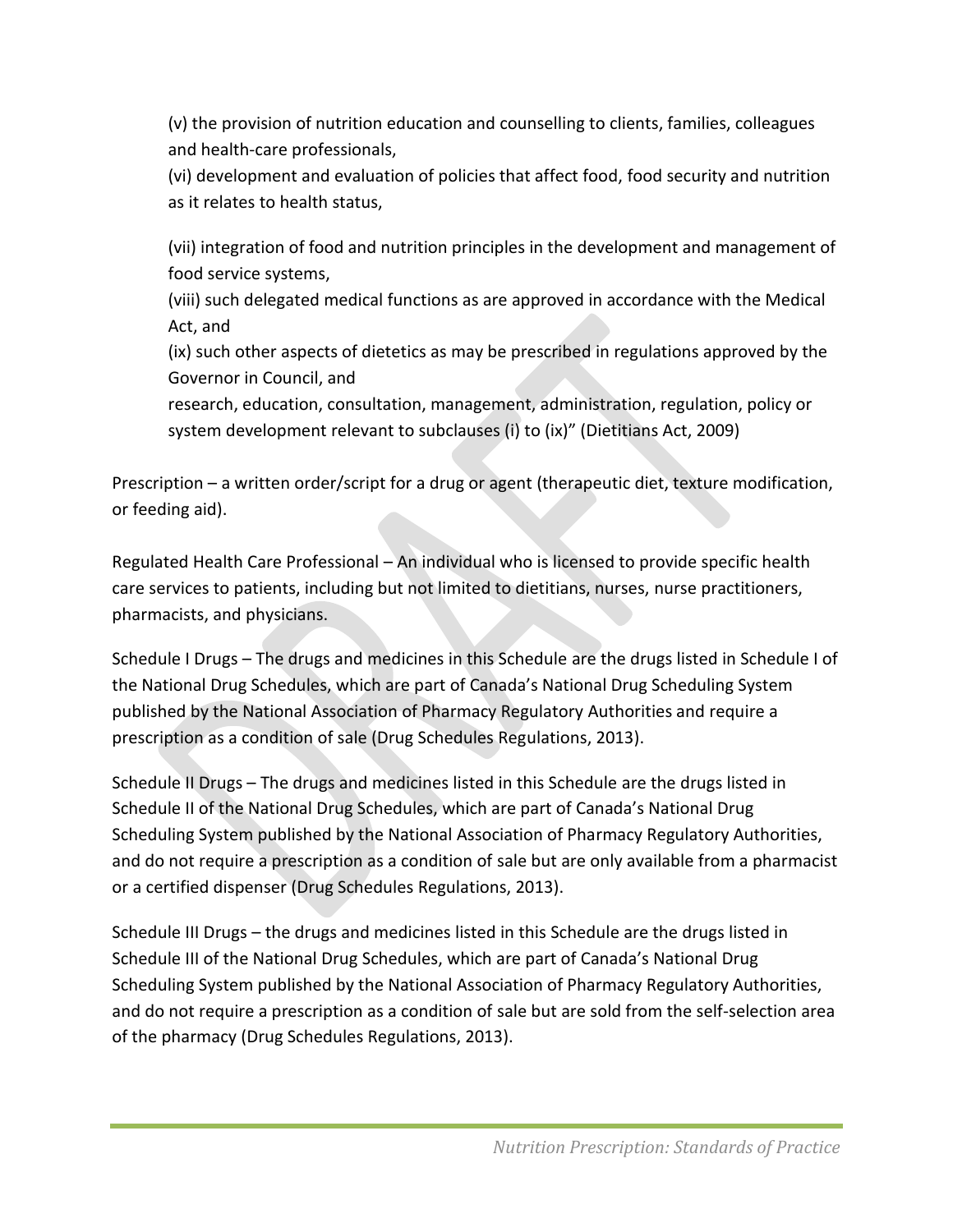(v) the provision of nutrition education and counselling to clients, families, colleagues and health-care professionals,

(vi) development and evaluation of policies that affect food, food security and nutrition as it relates to health status,

(vii) integration of food and nutrition principles in the development and management of food service systems,

(viii) such delegated medical functions as are approved in accordance with the Medical Act, and

(ix) such other aspects of dietetics as may be prescribed in regulations approved by the Governor in Council, and

research, education, consultation, management, administration, regulation, policy or system development relevant to subclauses (i) to (ix)" (Dietitians Act, 2009)

Prescription – a written order/script for a drug or agent (therapeutic diet, texture modification, or feeding aid).

Regulated Health Care Professional – An individual who is licensed to provide specific health care services to patients, including but not limited to dietitians, nurses, nurse practitioners, pharmacists, and physicians.

Schedule I Drugs – The drugs and medicines in this Schedule are the drugs listed in Schedule I of the National Drug Schedules, which are part of Canada's National Drug Scheduling System published by the National Association of Pharmacy Regulatory Authorities and require a prescription as a condition of sale (Drug Schedules Regulations, 2013).

Schedule II Drugs – The drugs and medicines listed in this Schedule are the drugs listed in Schedule II of the National Drug Schedules, which are part of Canada's National Drug Scheduling System published by the National Association of Pharmacy Regulatory Authorities, and do not require a prescription as a condition of sale but are only available from a pharmacist or a certified dispenser (Drug Schedules Regulations, 2013).

Schedule III Drugs – the drugs and medicines listed in this Schedule are the drugs listed in Schedule III of the National Drug Schedules, which are part of Canada's National Drug Scheduling System published by the National Association of Pharmacy Regulatory Authorities, and do not require a prescription as a condition of sale but are sold from the self-selection area of the pharmacy (Drug Schedules Regulations, 2013).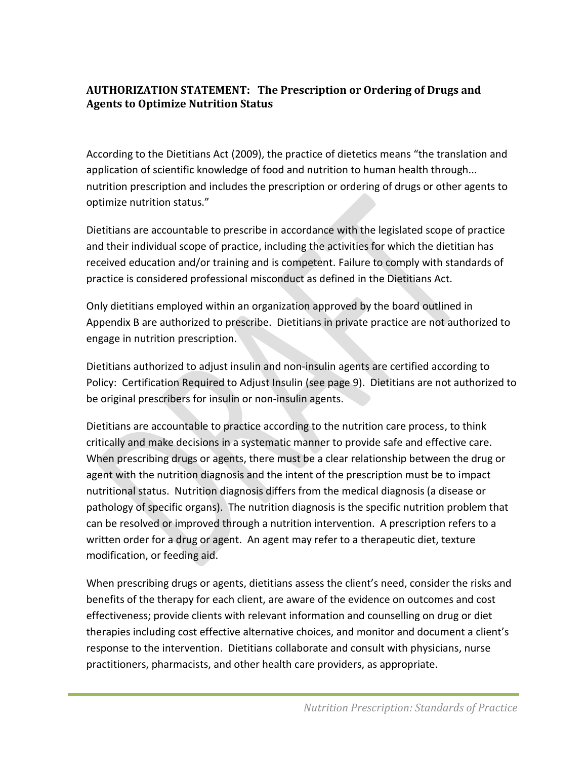## AUTHORIZATION STATEMENT: The Prescription or Ordering of Drugs and Agents to Optimize Nutrition Status

According to the Dietitians Act (2009), the practice of dietetics means "the translation and application of scientific knowledge of food and nutrition to human health through... nutrition prescription and includes the prescription or ordering of drugs or other agents to optimize nutrition status."

Dietitians are accountable to prescribe in accordance with the legislated scope of practice and their individual scope of practice, including the activities for which the dietitian has received education and/or training and is competent. Failure to comply with standards of practice is considered professional misconduct as defined in the Dietitians Act.

Only dietitians employed within an organization approved by the board outlined in Appendix B are authorized to prescribe. Dietitians in private practice are not authorized to engage in nutrition prescription.

Dietitians authorized to adjust insulin and non-insulin agents are certified according to Policy: Certification Required to Adjust Insulin (see page 9). Dietitians are not authorized to be original prescribers for insulin or non-insulin agents.

Dietitians are accountable to practice according to the nutrition care process, to think critically and make decisions in a systematic manner to provide safe and effective care. When prescribing drugs or agents, there must be a clear relationship between the drug or agent with the nutrition diagnosis and the intent of the prescription must be to impact nutritional status. Nutrition diagnosis differs from the medical diagnosis (a disease or pathology of specific organs). The nutrition diagnosis is the specific nutrition problem that can be resolved or improved through a nutrition intervention. A prescription refers to a written order for a drug or agent. An agent may refer to a therapeutic diet, texture modification, or feeding aid.

When prescribing drugs or agents, dietitians assess the client's need, consider the risks and benefits of the therapy for each client, are aware of the evidence on outcomes and cost effectiveness; provide clients with relevant information and counselling on drug or diet therapies including cost effective alternative choices, and monitor and document a client's response to the intervention. Dietitians collaborate and consult with physicians, nurse practitioners, pharmacists, and other health care providers, as appropriate.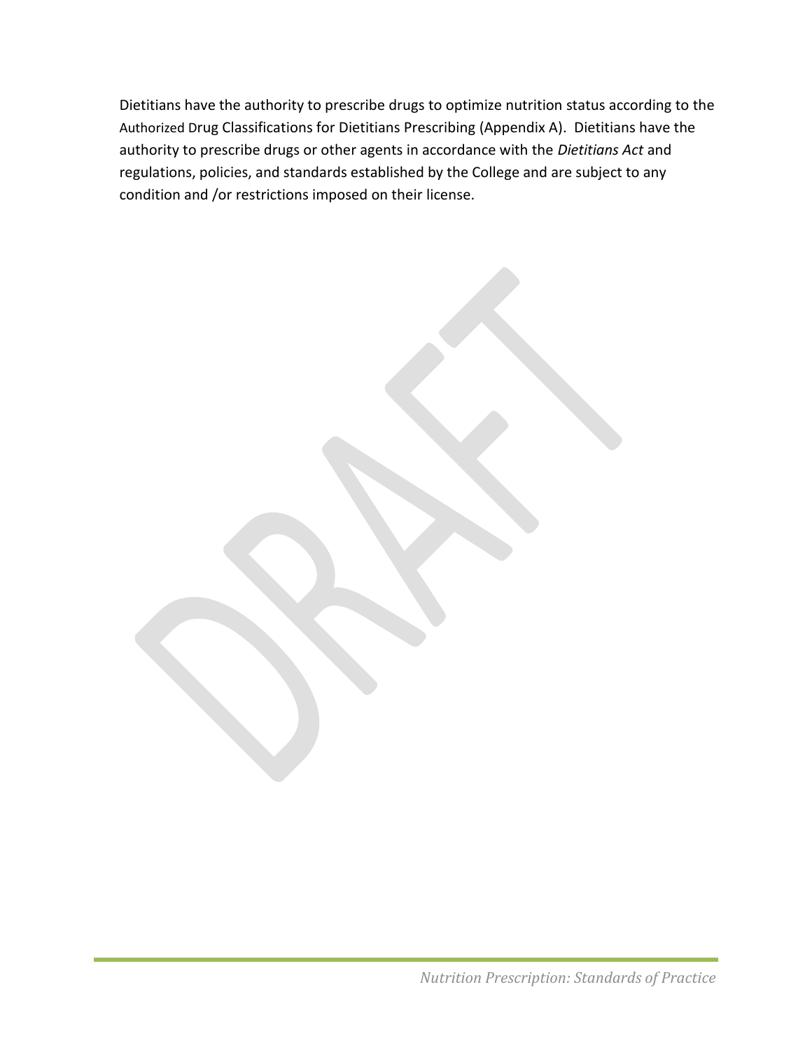Dietitians have the authority to prescribe drugs to optimize nutrition status according to the Authorized Drug Classifications for Dietitians Prescribing (Appendix A). Dietitians have the authority to prescribe drugs or other agents in accordance with the *Dietitians Act* and regulations, policies, and standards established by the College and are subject to any condition and /or restrictions imposed on their license.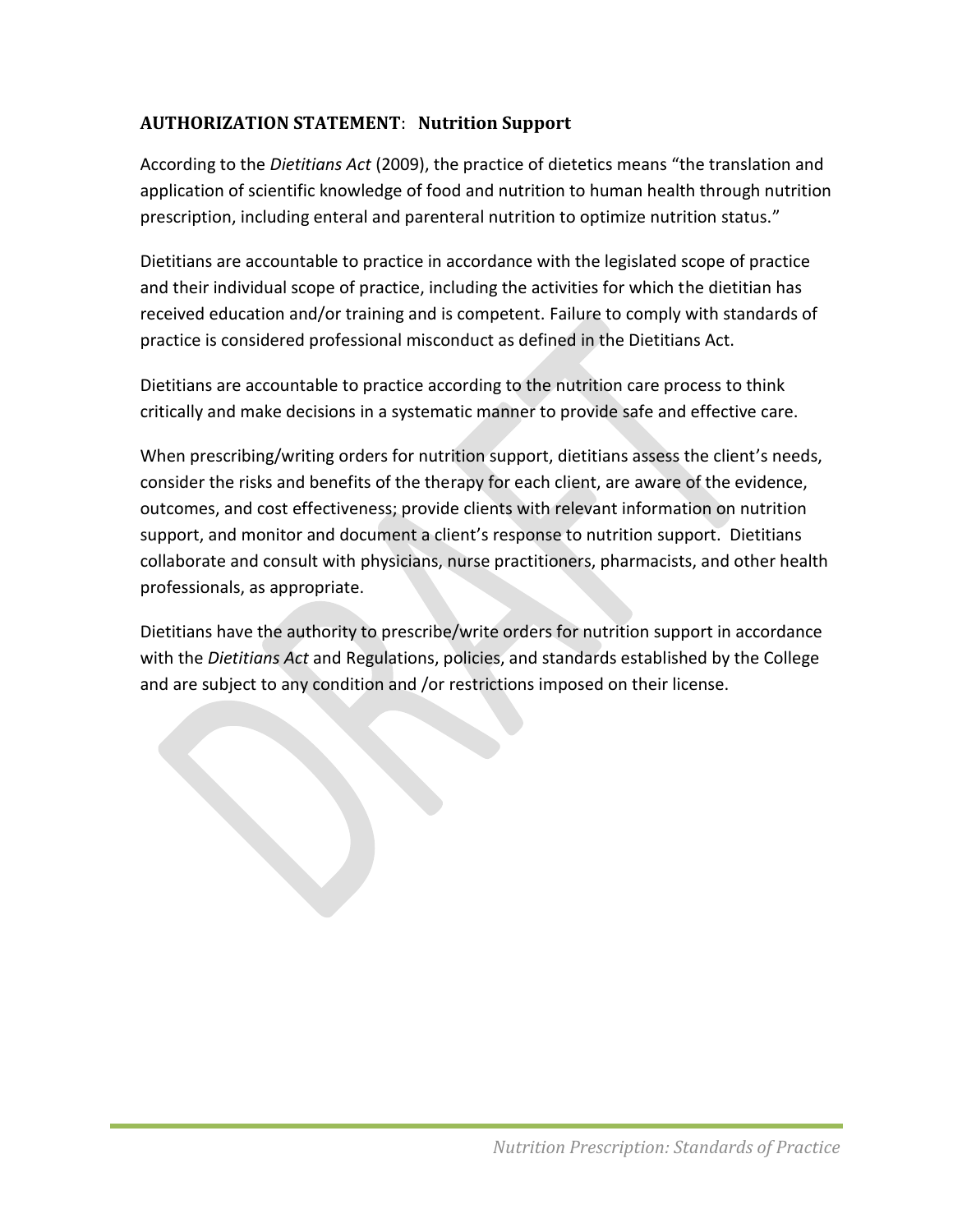## **AUTHORIZATION STATEMENT**: **Nutrition Support**

According to the *Dietitians Act* (2009), the practice of dietetics means "the translation and application of scientific knowledge of food and nutrition to human health through nutrition prescription, including enteral and parenteral nutrition to optimize nutrition status."

Dietitians are accountable to practice in accordance with the legislated scope of practice and their individual scope of practice, including the activities for which the dietitian has received education and/or training and is competent. Failure to comply with standards of practice is considered professional misconduct as defined in the Dietitians Act.

Dietitians are accountable to practice according to the nutrition care process to think critically and make decisions in a systematic manner to provide safe and effective care.

When prescribing/writing orders for nutrition support, dietitians assess the client's needs, consider the risks and benefits of the therapy for each client, are aware of the evidence, outcomes, and cost effectiveness; provide clients with relevant information on nutrition support, and monitor and document a client's response to nutrition support. Dietitians collaborate and consult with physicians, nurse practitioners, pharmacists, and other health professionals, as appropriate.

Dietitians have the authority to prescribe/write orders for nutrition support in accordance with the *Dietitians Act* and Regulations, policies, and standards established by the College and are subject to any condition and /or restrictions imposed on their license.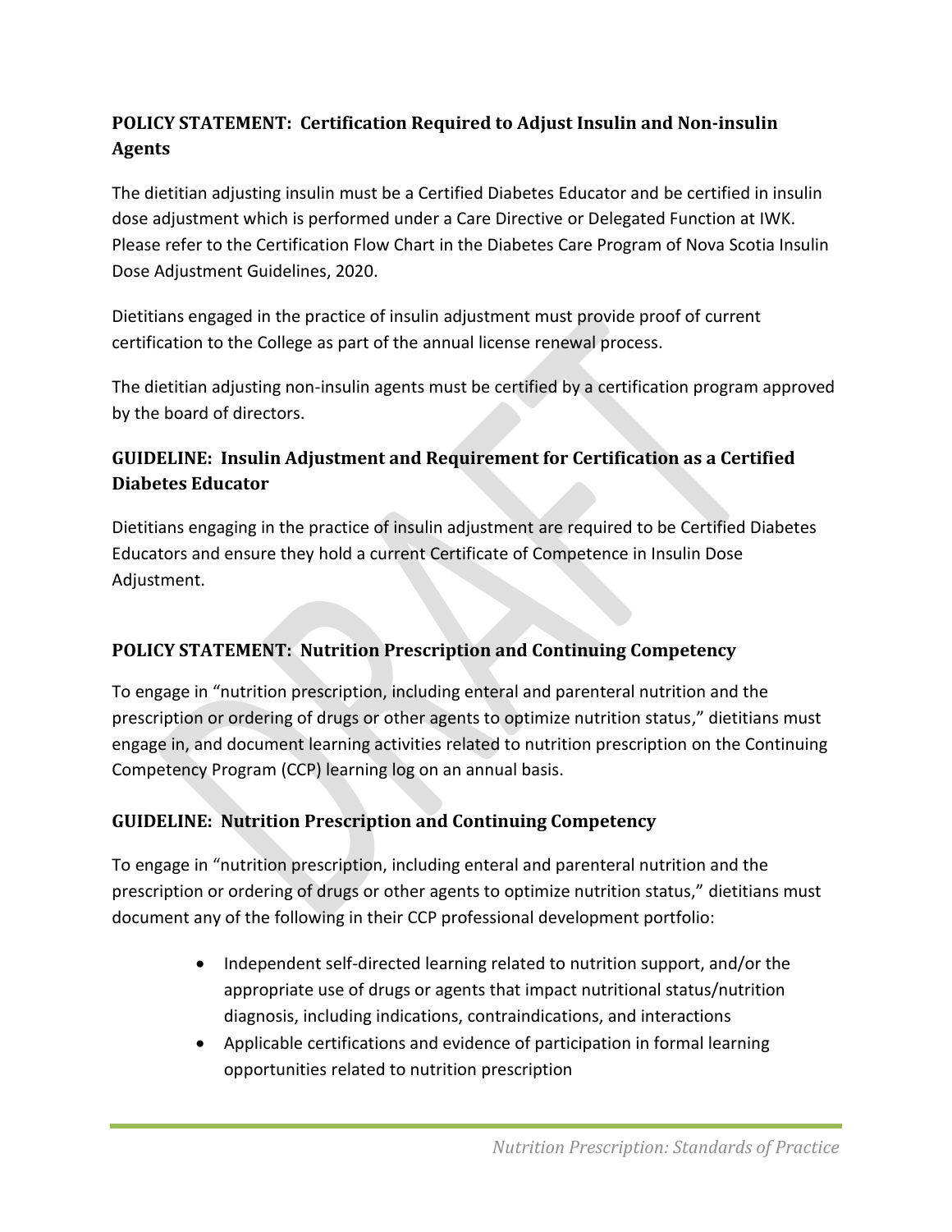### POLICY STATEMENT: Certification Required to Adjust Insulin and Non-insulin Agents

The dietitian adjusting insulin must be a Certified Diabetes Educator and be certified in insulin dose adjustment which is performed under a Care Directive or Delegated Function at IWK. Please refer to the Certification Flow Chart in the Diabetes Care Program of Nova Scotia Insulin Dose Adjustment Guidelines, 2020.

Dietitians engaged in the practice of insulin adjustment must provide proof of current certification to the College as part of the annual license renewal process.

The dietitian adjusting non-insulin agents must be certified by a certification program approved by the board of directors.

### GUIDELINE: Insulin Adjustment and Requirement for Certification as a Certified Diabetes Educator

Dietitians engaging in the practice of insulin adjustment are required to be Certified Diabetes Educators and ensure they hold a current Certificate of Competence in Insulin Dose Adjustment.

### POLICY STATEMENT: Nutrition Prescription and Continuing Competency

To engage in "nutrition prescription, including enteral and parenteral nutrition and the prescription or ordering of drugs or other agents to optimize nutrition status," dietitians must engage in, and document learning activities related to nutrition prescription on the Continuing Competency Program (CCP) learning log on an annual basis.

### GUIDELINE: Nutrition Prescription and Continuing Competency

To engage in "nutrition prescription, including enteral and parenteral nutrition and the prescription or ordering of drugs or other agents to optimize nutrition status," dietitians must document any of the following in their CCP professional development portfolio:

- Independent self-directed learning related to nutrition support, and/or the appropriate use of drugs or agents that impact nutritional status/nutrition diagnosis, including indications, contraindications, and interactions
- Applicable certifications and evidence of participation in formal learning opportunities related to nutrition prescription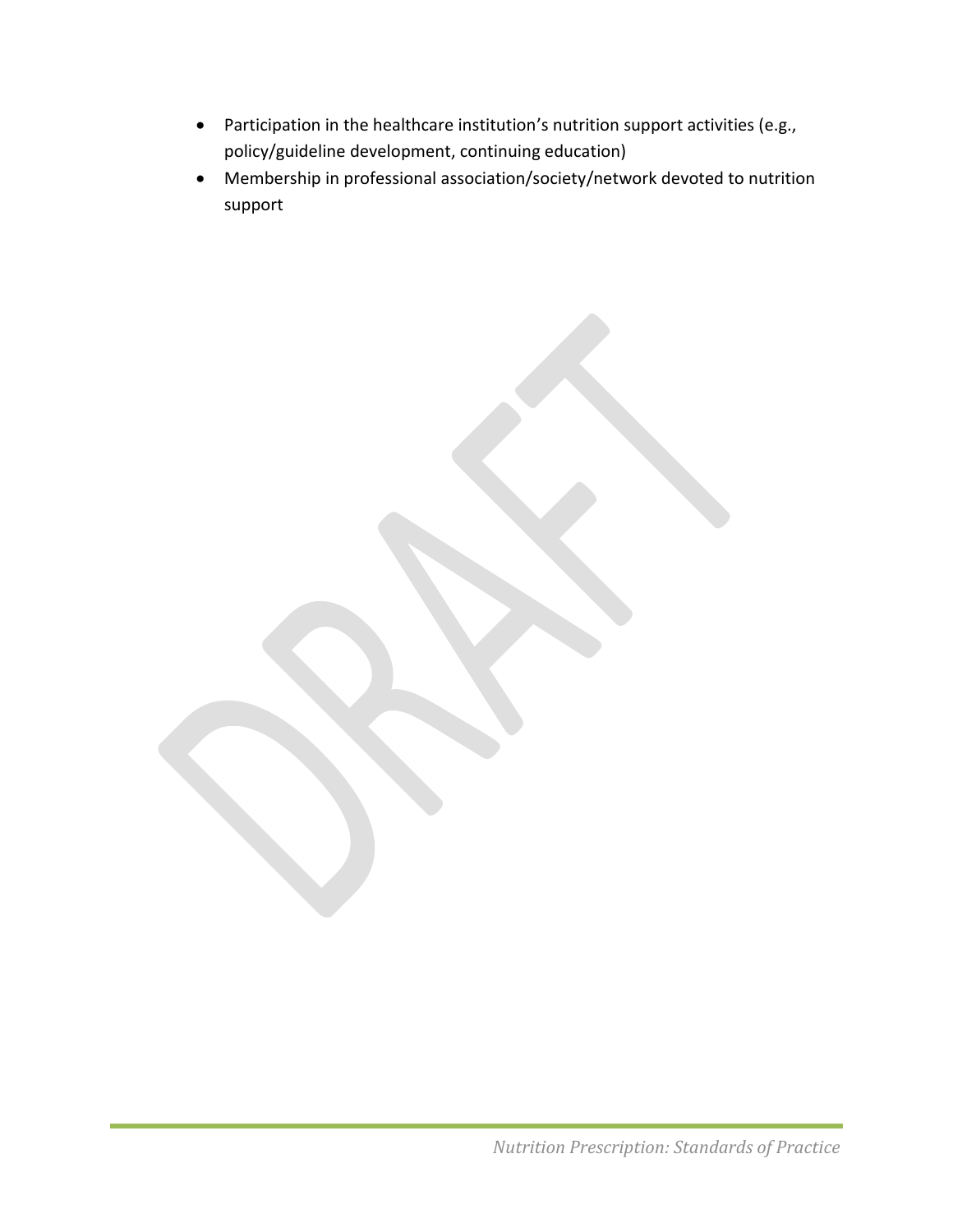- Participation in the healthcare institution's nutrition support activities (e.g., policy/guideline development, continuing education)
- Membership in professional association/society/network devoted to nutrition support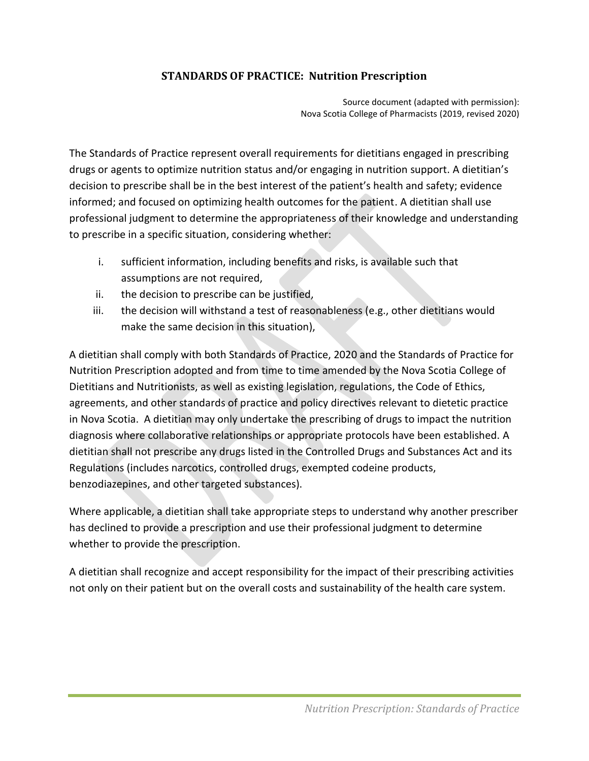## STANDARDS OF PRACTICE: Nutrition Prescription

Source document (adapted with permission):
Nova Scotia College of Pharmacists (2019, revised 2020)

The Standards of Practice represent overall requirements for dietitians engaged in prescribing drugs or agents to optimize nutrition status and/or engaging in nutrition support. A dietitian's decision to prescribe shall be in the best interest of the patient's health and safety; evidence informed; and focused on optimizing health outcomes for the patient. A dietitian shall use professional judgment to determine the appropriateness of their knowledge and understanding to prescribe in a specific situation, considering whether:

i. sufficient information, including benefits and risks, is available such that assumptions are not required,
ii. the decision to prescribe can be justified,
iii. the decision will withstand a test of reasonableness (e.g., other dietitians would make the same decision in this situation),

A dietitian shall comply with both Standards of Practice, 2020 and the Standards of Practice for Nutrition Prescription adopted and from time to time amended by the Nova Scotia College of Dietitians and Nutritionists, as well as existing legislation, regulations, the Code of Ethics, agreements, and other standards of practice and policy directives relevant to dietetic practice in Nova Scotia. A dietitian may only undertake the prescribing of drugs to impact the nutrition diagnosis where collaborative relationships or appropriate protocols have been established. A dietitian shall not prescribe any drugs listed in the Controlled Drugs and Substances Act and its Regulations (includes narcotics, controlled drugs, exempted codeine products, benzodiazepines, and other targeted substances).

Where applicable, a dietitian shall take appropriate steps to understand why another prescriber has declined to provide a prescription and use their professional judgment to determine whether to provide the prescription.

A dietitian shall recognize and accept responsibility for the impact of their prescribing activities not only on their patient but on the overall costs and sustainability of the health care system.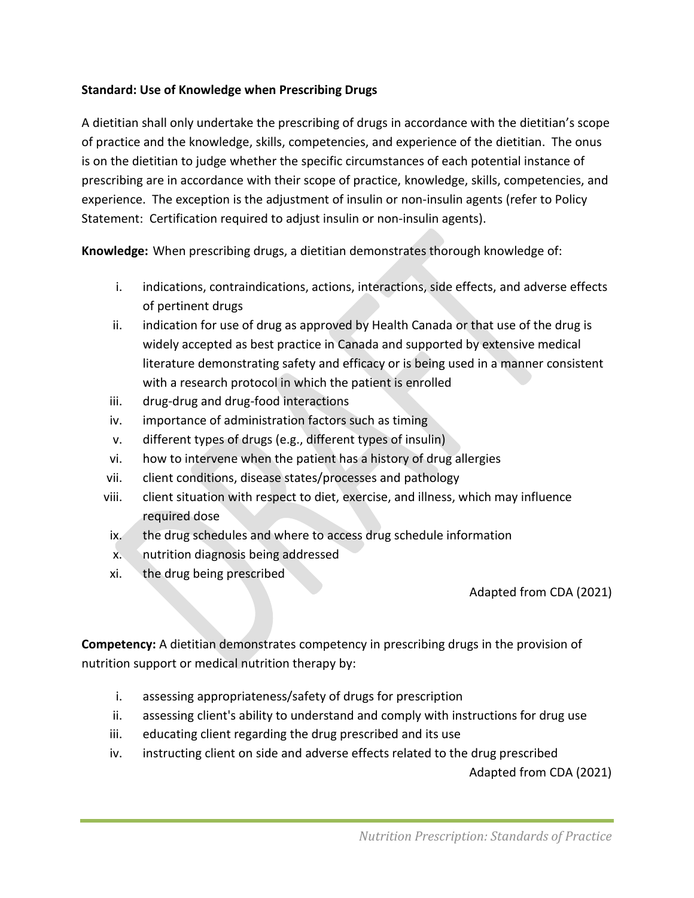**Standard: Use of Knowledge when Prescribing Drugs**

A dietitian shall only undertake the prescribing of drugs in accordance with the dietitian's scope of practice and the knowledge, skills, competencies, and experience of the dietitian. The onus is on the dietitian to judge whether the specific circumstances of each potential instance of prescribing are in accordance with their scope of practice, knowledge, skills, competencies, and experience. The exception is the adjustment of insulin or non-insulin agents (refer to Policy Statement: Certification required to adjust insulin or non-insulin agents).

**Knowledge:** When prescribing drugs, a dietitian demonstrates thorough knowledge of:

i. indications, contraindications, actions, interactions, side effects, and adverse effects of pertinent drugs
ii. indication for use of drug as approved by Health Canada or that use of the drug is widely accepted as best practice in Canada and supported by extensive medical literature demonstrating safety and efficacy or is being used in a manner consistent with a research protocol in which the patient is enrolled
iii. drug-drug and drug-food interactions
iv. importance of administration factors such as timing
v. different types of drugs (e.g., different types of insulin)
vi. how to intervene when the patient has a history of drug allergies
vii. client conditions, disease states/processes and pathology
viii. client situation with respect to diet, exercise, and illness, which may influence required dose
ix. the drug schedules and where to access drug schedule information
x. nutrition diagnosis being addressed
xi. the drug being prescribed

Adapted from CDA (2021)

**Competency:** A dietitian demonstrates competency in prescribing drugs in the provision of nutrition support or medical nutrition therapy by:

i. assessing appropriateness/safety of drugs for prescription
ii. assessing client's ability to understand and comply with instructions for drug use
iii. educating client regarding the drug prescribed and its use
iv. instructing client on side and adverse effects related to the drug prescribed

Adapted from CDA (2021)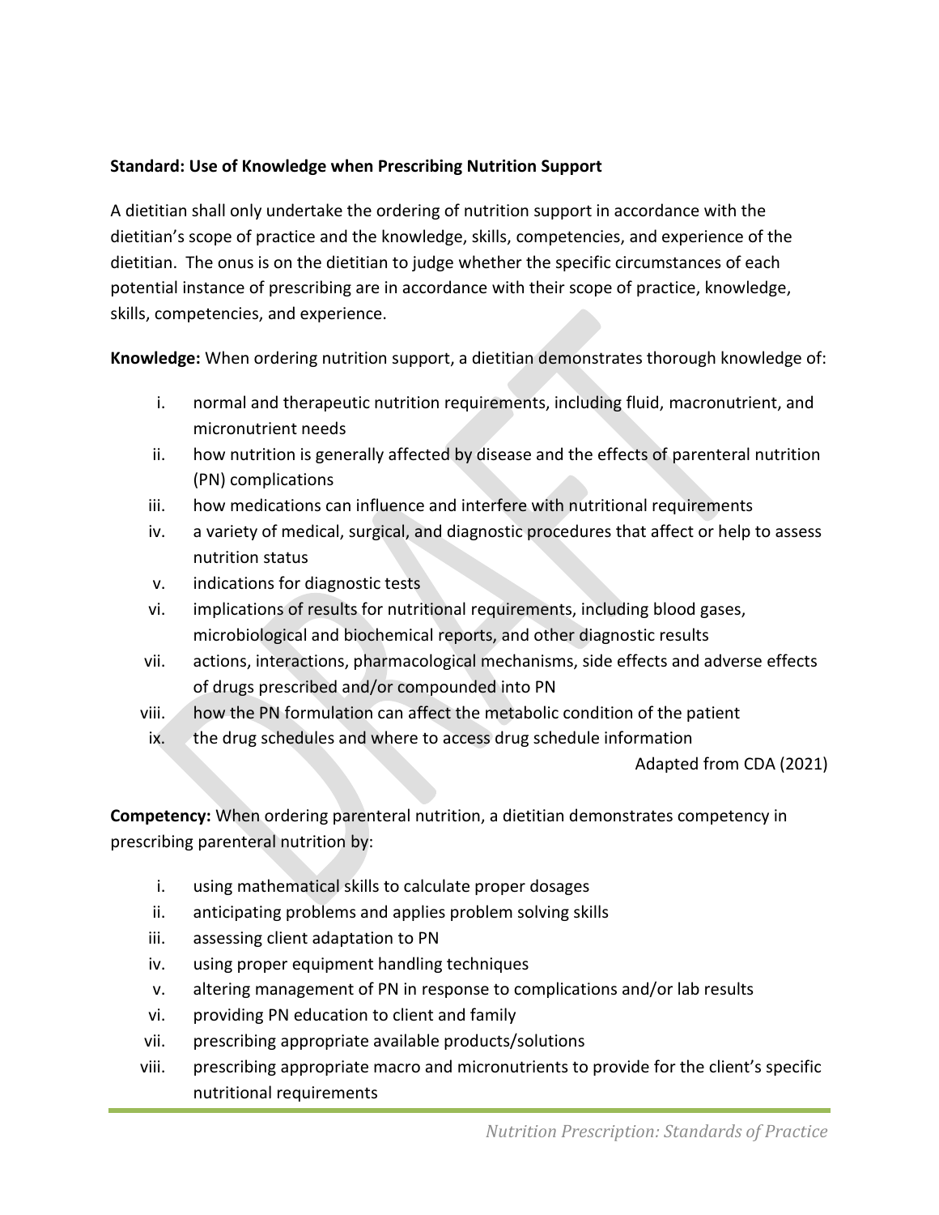**Standard: Use of Knowledge when Prescribing Nutrition Support**

A dietitian shall only undertake the ordering of nutrition support in accordance with the dietitian's scope of practice and the knowledge, skills, competencies, and experience of the dietitian. The onus is on the dietitian to judge whether the specific circumstances of each potential instance of prescribing are in accordance with their scope of practice, knowledge, skills, competencies, and experience.

**Knowledge:** When ordering nutrition support, a dietitian demonstrates thorough knowledge of:

i. normal and therapeutic nutrition requirements, including fluid, macronutrient, and micronutrient needs
ii. how nutrition is generally affected by disease and the effects of parenteral nutrition (PN) complications
iii. how medications can influence and interfere with nutritional requirements
iv. a variety of medical, surgical, and diagnostic procedures that affect or help to assess nutrition status
v. indications for diagnostic tests
vi. implications of results for nutritional requirements, including blood gases, microbiological and biochemical reports, and other diagnostic results
vii. actions, interactions, pharmacological mechanisms, side effects and adverse effects of drugs prescribed and/or compounded into PN
viii. how the PN formulation can affect the metabolic condition of the patient
ix. the drug schedules and where to access drug schedule information

Adapted from CDA (2021)

**Competency:** When ordering parenteral nutrition, a dietitian demonstrates competency in prescribing parenteral nutrition by:

i. using mathematical skills to calculate proper dosages
ii. anticipating problems and applies problem solving skills
iii. assessing client adaptation to PN
iv. using proper equipment handling techniques
v. altering management of PN in response to complications and/or lab results
vi. providing PN education to client and family
vii. prescribing appropriate available products/solutions
viii. prescribing appropriate macro and micronutrients to provide for the client's specific nutritional requirements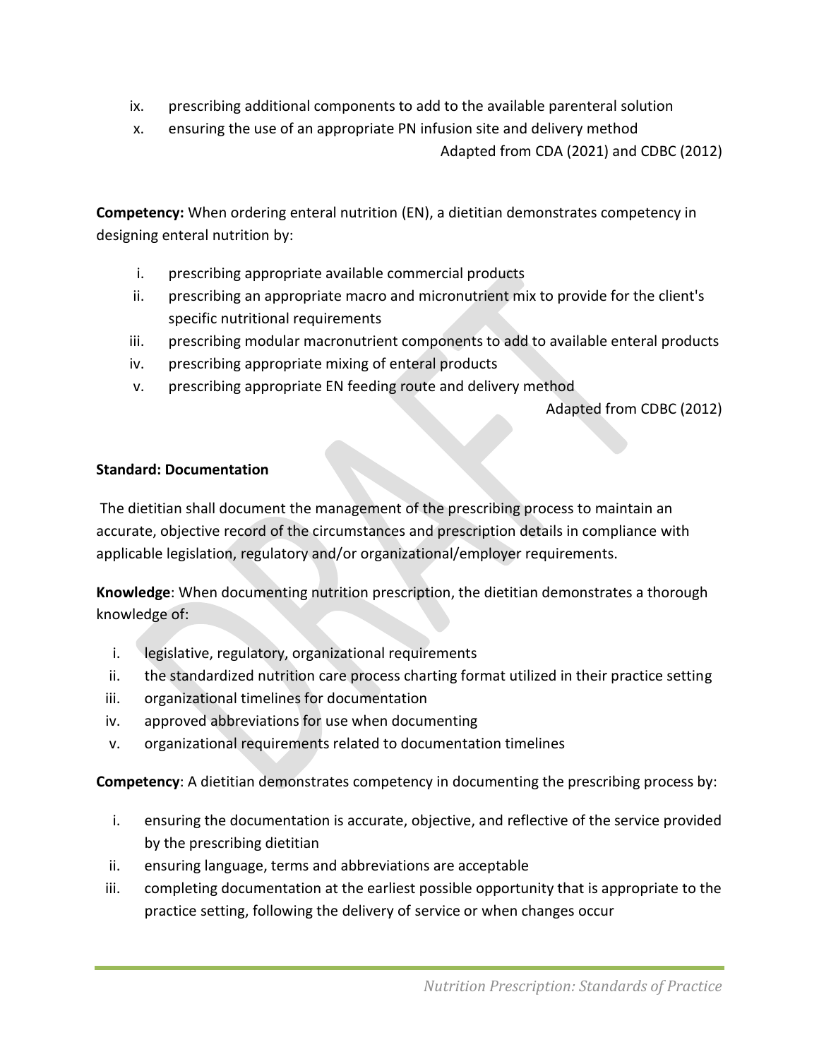ix. prescribing additional components to add to the available parenteral solution
x. ensuring the use of an appropriate PN infusion site and delivery method

Adapted from CDA (2021) and CDBC (2012)

**Competency:** When ordering enteral nutrition (EN), a dietitian demonstrates competency in designing enteral nutrition by:

i. prescribing appropriate available commercial products
ii. prescribing an appropriate macro and micronutrient mix to provide for the client's specific nutritional requirements
iii. prescribing modular macronutrient components to add to available enteral products
iv. prescribing appropriate mixing of enteral products
v. prescribing appropriate EN feeding route and delivery method

Adapted from CDBC (2012)

**Standard: Documentation**

The dietitian shall document the management of the prescribing process to maintain an accurate, objective record of the circumstances and prescription details in compliance with applicable legislation, regulatory and/or organizational/employer requirements.

**Knowledge**: When documenting nutrition prescription, the dietitian demonstrates a thorough knowledge of:

i. legislative, regulatory, organizational requirements
ii. the standardized nutrition care process charting format utilized in their practice setting
iii. organizational timelines for documentation
iv. approved abbreviations for use when documenting
v. organizational requirements related to documentation timelines

**Competency**: A dietitian demonstrates competency in documenting the prescribing process by:

i. ensuring the documentation is accurate, objective, and reflective of the service provided by the prescribing dietitian
ii. ensuring language, terms and abbreviations are acceptable
iii. completing documentation at the earliest possible opportunity that is appropriate to the practice setting, following the delivery of service or when changes occur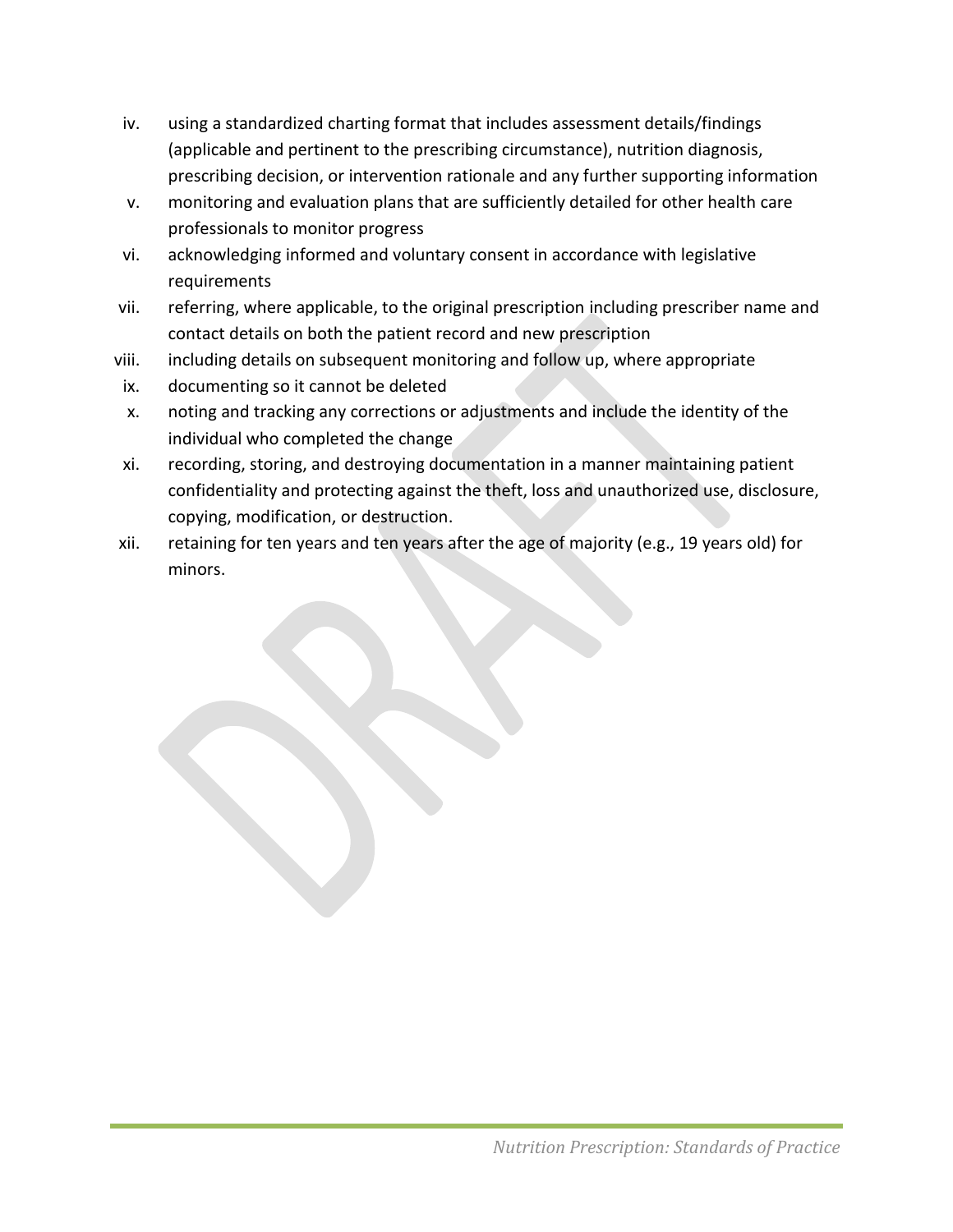iv. using a standardized charting format that includes assessment details/findings (applicable and pertinent to the prescribing circumstance), nutrition diagnosis, prescribing decision, or intervention rationale and any further supporting information
v. monitoring and evaluation plans that are sufficiently detailed for other health care professionals to monitor progress
vi. acknowledging informed and voluntary consent in accordance with legislative requirements
vii. referring, where applicable, to the original prescription including prescriber name and contact details on both the patient record and new prescription
viii. including details on subsequent monitoring and follow up, where appropriate
ix. documenting so it cannot be deleted
x. noting and tracking any corrections or adjustments and include the identity of the individual who completed the change
xi. recording, storing, and destroying documentation in a manner maintaining patient confidentiality and protecting against the theft, loss and unauthorized use, disclosure, copying, modification, or destruction.
xii. retaining for ten years and ten years after the age of majority (e.g., 19 years old) for minors.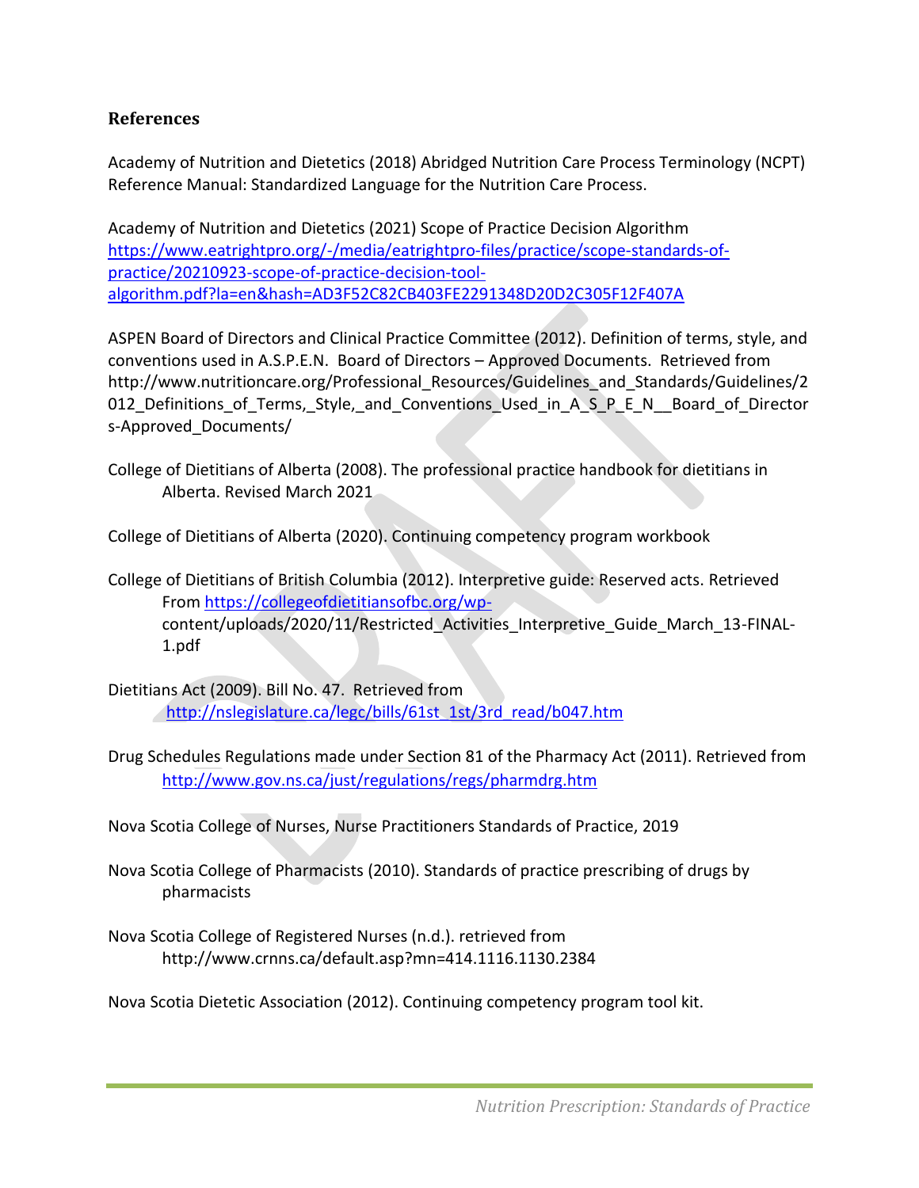**References**

Academy of Nutrition and Dietetics (2018) Abridged Nutrition Care Process Terminology (NCPT) Reference Manual: Standardized Language for the Nutrition Care Process.

Academy of Nutrition and Dietetics (2021) Scope of Practice Decision Algorithm https://www.eatrightpro.org/-/media/eatrightpro-files/practice/scope-standards-of-practice/20210923-scope-of-practice-decision-tool-algorithm.pdf?la=en&hash=AD3F52C82CB403FE2291348D20D2C305F12F407A

ASPEN Board of Directors and Clinical Practice Committee (2012). Definition of terms, style, and conventions used in A.S.P.E.N. Board of Directors – Approved Documents. Retrieved from http://www.nutritioncare.org/Professional_Resources/Guidelines_and_Standards/Guidelines/2012_Definitions_of_Terms,_Style,_and_Conventions_Used_in_A_S_P_E_N__Board_of_Directors-Approved_Documents/

College of Dietitians of Alberta (2008). The professional practice handbook for dietitians in Alberta. Revised March 2021

College of Dietitians of Alberta (2020). Continuing competency program workbook

College of Dietitians of British Columbia (2012). Interpretive guide: Reserved acts. Retrieved From https://collegeofdietitiansofbc.org/wp-content/uploads/2020/11/Restricted_Activities_Interpretive_Guide_March_13-FINAL-1.pdf

Dietitians Act (2009). Bill No. 47. Retrieved from http://nslegislature.ca/legc/bills/61st_1st/3rd_read/b047.htm

Drug Schedules Regulations made under Section 81 of the Pharmacy Act (2011). Retrieved from http://www.gov.ns.ca/just/regulations/regs/pharmdrg.htm

Nova Scotia College of Nurses, Nurse Practitioners Standards of Practice, 2019

Nova Scotia College of Pharmacists (2010). Standards of practice prescribing of drugs by pharmacists

Nova Scotia College of Registered Nurses (n.d.). retrieved from http://www.crnns.ca/default.asp?mn=414.1116.1130.2384

Nova Scotia Dietetic Association (2012). Continuing competency program tool kit.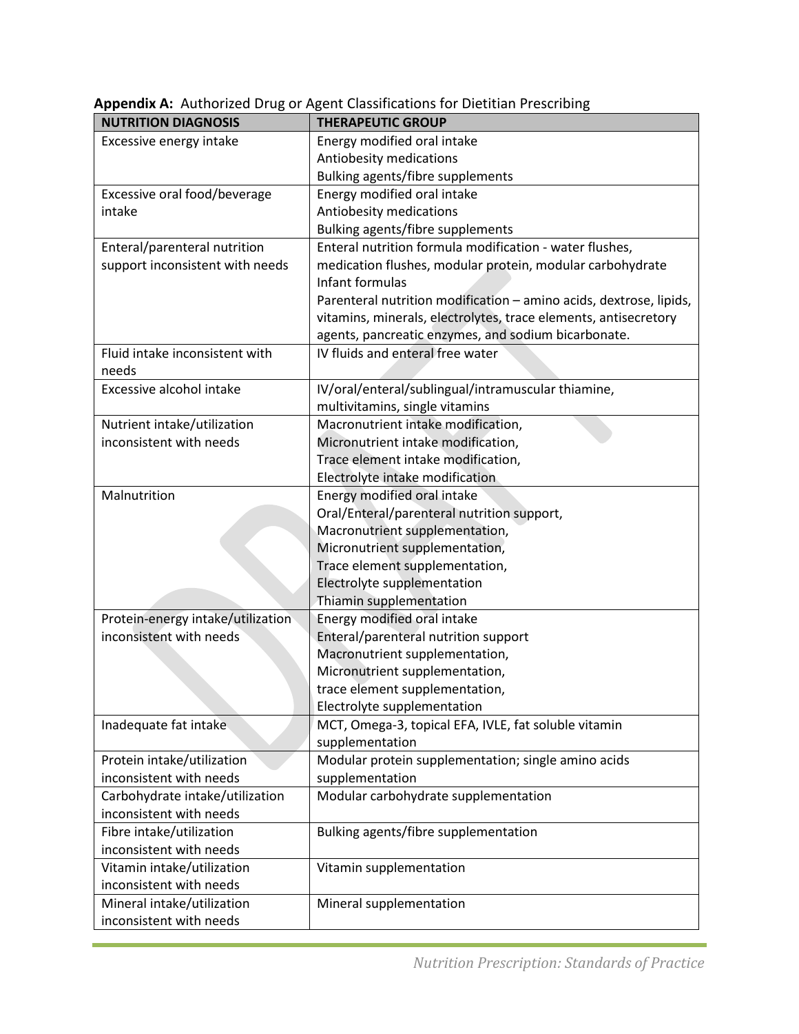**Appendix A:** Authorized Drug or Agent Classifications for Dietitian Prescribing

| NUTRITION DIAGNOSIS | THERAPEUTIC GROUP |
|---|---|
| Excessive energy intake | Energy modified oral intake<br>Antiobesity medications<br>Bulking agents/fibre supplements |
| Excessive oral food/beverage intake | Energy modified oral intake<br>Antiobesity medications<br>Bulking agents/fibre supplements |
| Enteral/parenteral nutrition support inconsistent with needs | Enteral nutrition formula modification - water flushes, medication flushes, modular protein, modular carbohydrate<br>Infant formulas<br>Parenteral nutrition modification – amino acids, dextrose, lipids, vitamins, minerals, electrolytes, trace elements, antisecretory agents, pancreatic enzymes, and sodium bicarbonate. |
| Fluid intake inconsistent with needs | IV fluids and enteral free water |
| Excessive alcohol intake | IV/oral/enteral/sublingual/intramuscular thiamine, multivitamins, single vitamins |
| Nutrient intake/utilization inconsistent with needs | Macronutrient intake modification,<br>Micronutrient intake modification,<br>Trace element intake modification,<br>Electrolyte intake modification |
| Malnutrition | Energy modified oral intake<br>Oral/Enteral/parenteral nutrition support,<br>Macronutrient supplementation,<br>Micronutrient supplementation,<br>Trace element supplementation,<br>Electrolyte supplementation<br>Thiamin supplementation |
| Protein-energy intake/utilization inconsistent with needs | Energy modified oral intake<br>Enteral/parenteral nutrition support<br>Macronutrient supplementation,<br>Micronutrient supplementation,<br>trace element supplementation,<br>Electrolyte supplementation |
| Inadequate fat intake | MCT, Omega-3, topical EFA, IVLE, fat soluble vitamin supplementation |
| Protein intake/utilization inconsistent with needs | Modular protein supplementation; single amino acids supplementation |
| Carbohydrate intake/utilization inconsistent with needs | Modular carbohydrate supplementation |
| Fibre intake/utilization inconsistent with needs | Bulking agents/fibre supplementation |
| Vitamin intake/utilization inconsistent with needs | Vitamin supplementation |
| Mineral intake/utilization inconsistent with needs | Mineral supplementation |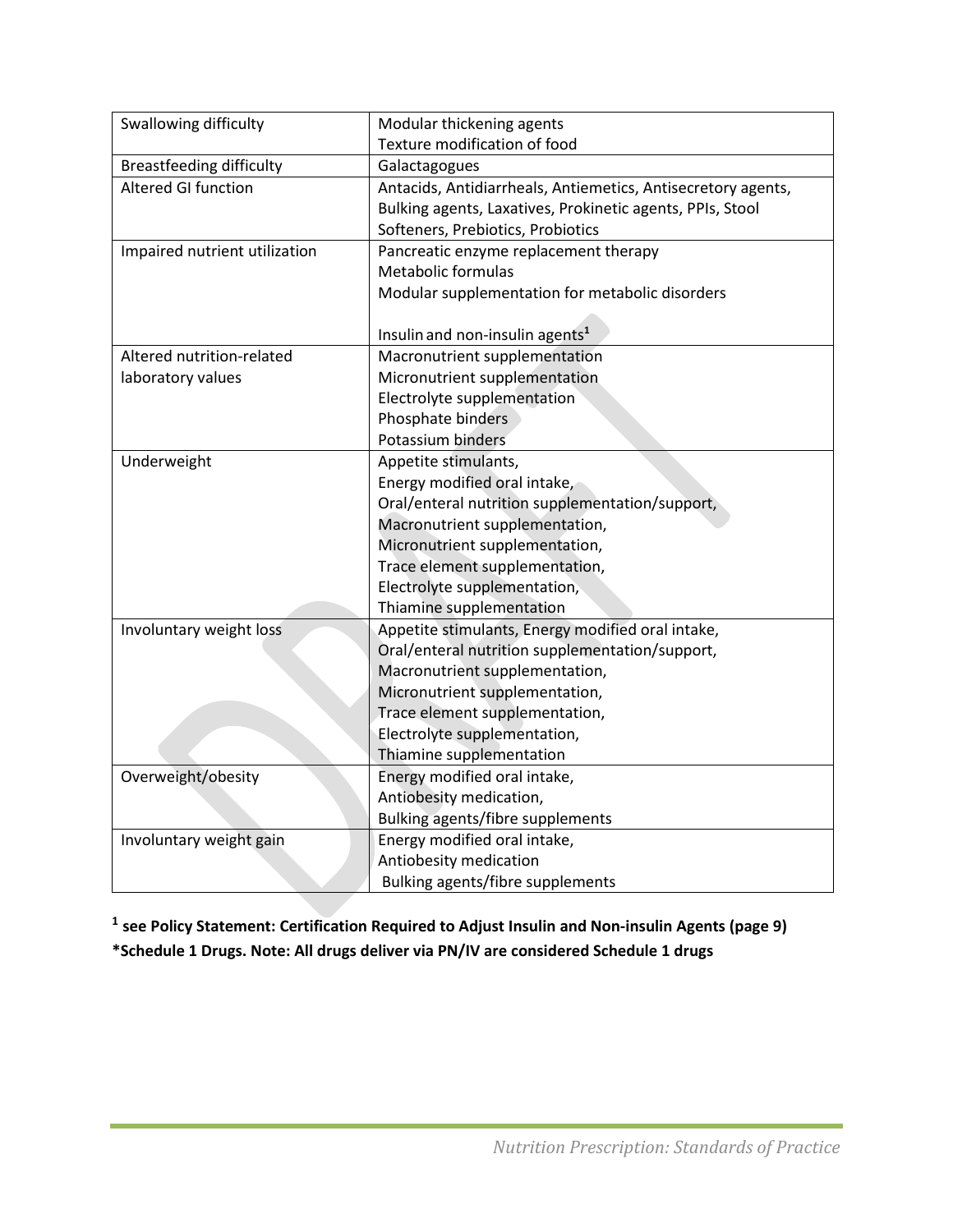| | |
|---|---|
| Swallowing difficulty | Modular thickening agents<br>Texture modification of food |
| Breastfeeding difficulty | Galactagogues |
| Altered GI function | Antacids, Antidiarrheals, Antiemetics, Antisecretory agents, Bulking agents, Laxatives, Prokinetic agents, PPIs, Stool Softeners, Prebiotics, Probiotics |
| Impaired nutrient utilization | Pancreatic enzyme replacement therapy<br>Metabolic formulas<br>Modular supplementation for metabolic disorders<br><br>Insulin and non-insulin agents[1] |
| Altered nutrition-related laboratory values | Macronutrient supplementation<br>Micronutrient supplementation<br>Electrolyte supplementation<br>Phosphate binders<br>Potassium binders |
| Underweight | Appetite stimulants,<br>Energy modified oral intake,<br>Oral/enteral nutrition supplementation/support,<br>Macronutrient supplementation,<br>Micronutrient supplementation,<br>Trace element supplementation,<br>Electrolyte supplementation,<br>Thiamine supplementation |
| Involuntary weight loss | Appetite stimulants, Energy modified oral intake,<br>Oral/enteral nutrition supplementation/support,<br>Macronutrient supplementation,<br>Micronutrient supplementation,<br>Trace element supplementation,<br>Electrolyte supplementation,<br>Thiamine supplementation |
| Overweight/obesity | Energy modified oral intake,<br>Antiobesity medication,<br>Bulking agents/fibre supplements |
| Involuntary weight gain | Energy modified oral intake,<br>Antiobesity medication<br>Bulking agents/fibre supplements |

**[1] see Policy Statement: Certification Required to Adjust Insulin and Non-insulin Agents (page 9)**

***Schedule 1 Drugs. Note: All drugs deliver via PN/IV are considered Schedule 1 drugs**